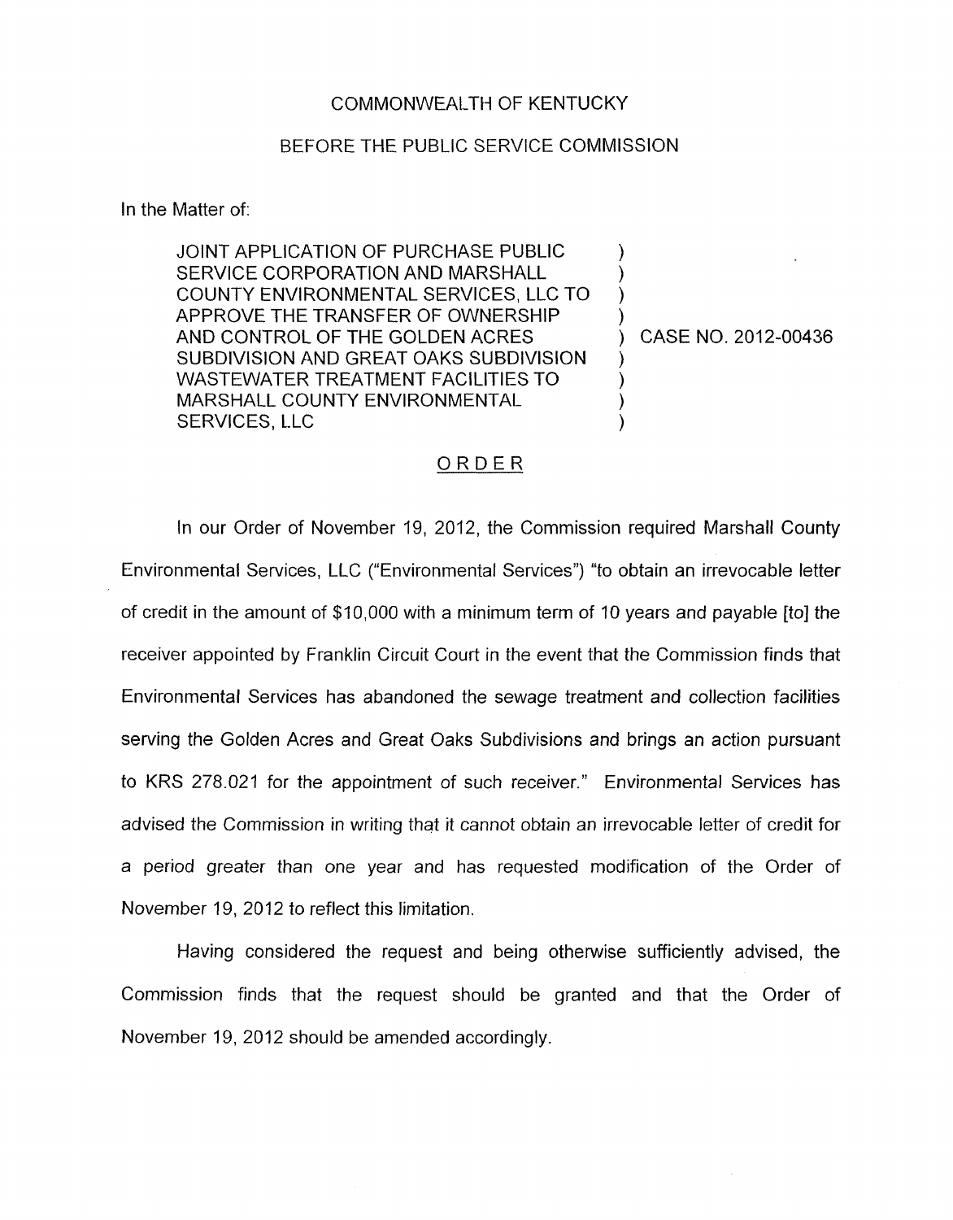COMMONWEALTH OF KENTUCKY

BEFORE THE PUBLIC SERVICE COMMISSION

In the Matter of:

| | | |
|---|---|---|
| JOINT APPLICATION OF PURCHASE PUBLIC SERVICE CORPORATION AND MARSHALL COUNTY ENVIRONMENTAL SERVICES, LLC TO APPROVE THE TRANSFER OF OWNERSHIP AND CONTROL OF THE GOLDEN ACRES SUBDIVISION AND GREAT OAKS SUBDIVISION WASTEWATER TREATMENT FACILITIES TO MARSHALL COUNTY ENVIRONMENTAL SERVICES, LLC | ) | CASE NO. 2012-00436 |

## ORDER

In our Order of November 19, 2012, the Commission required Marshall County Environmental Services, LLC ("Environmental Services") "to obtain an irrevocable letter of credit in the amount of $10,000 with a minimum term of 10 years and payable [to] the receiver appointed by Franklin Circuit Court in the event that the Commission finds that Environmental Services has abandoned the sewage treatment and collection facilities serving the Golden Acres and Great Oaks Subdivisions and brings an action pursuant to KRS 278.021 for the appointment of such receiver." Environmental Services has advised the Commission in writing that it cannot obtain an irrevocable letter of credit for a period greater than one year and has requested modification of the Order of November 19, 2012 to reflect this limitation.

Having considered the request and being otherwise sufficiently advised, the Commission finds that the request should be granted and that the Order of November 19, 2012 should be amended accordingly.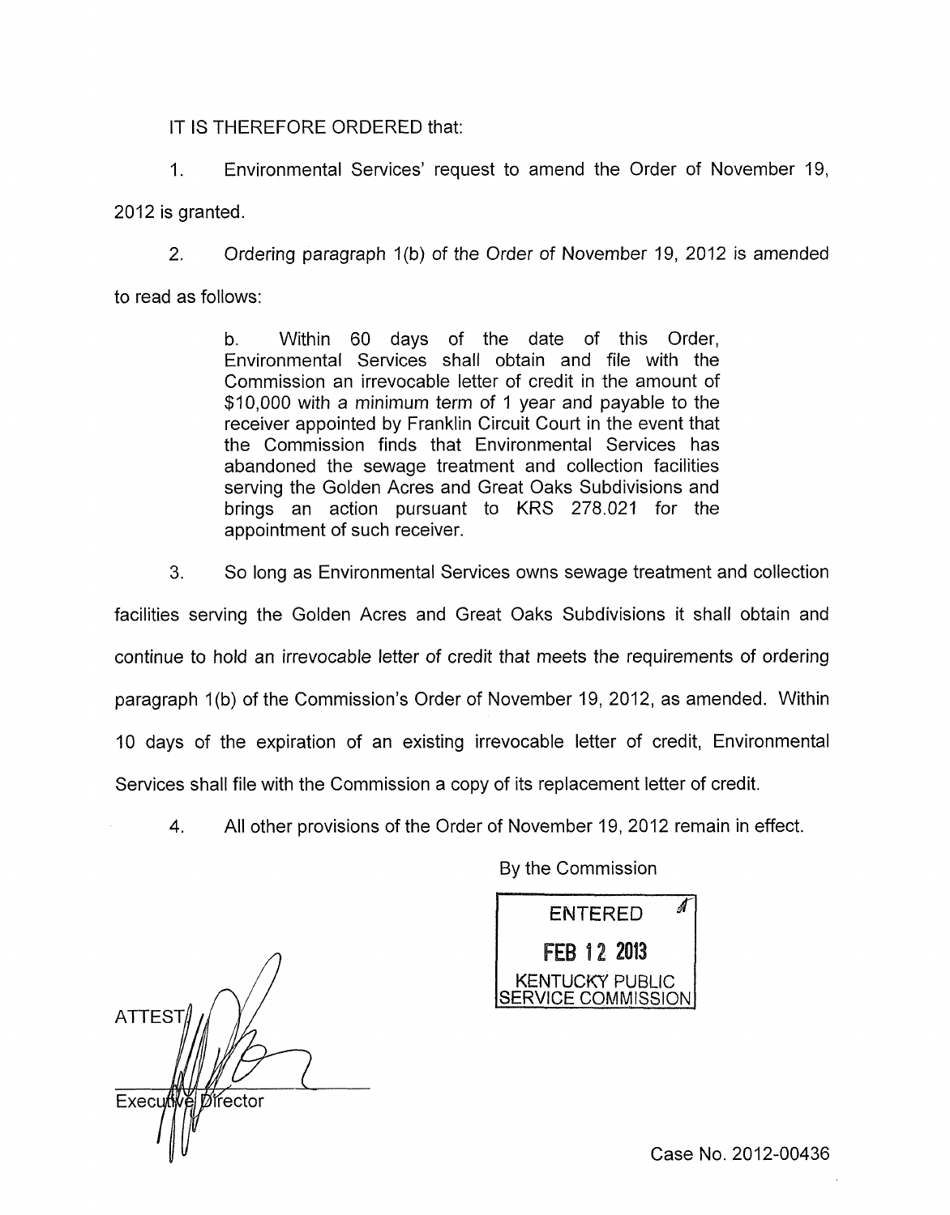IT IS THEREFORE ORDERED that:

1. Environmental Services' request to amend the Order of November 19, 2012 is granted.

2. Ordering paragraph 1(b) of the Order of November 19, 2012 is amended to read as follows:

> b. Within 60 days of the date of this Order, Environmental Services shall obtain and file with the Commission an irrevocable letter of credit in the amount of $10,000 with a minimum term of 1 year and payable to the receiver appointed by Franklin Circuit Court in the event that the Commission finds that Environmental Services has abandoned the sewage treatment and collection facilities serving the Golden Acres and Great Oaks Subdivisions and brings an action pursuant to KRS 278.021 for the appointment of such receiver.

3. So long as Environmental Services owns sewage treatment and collection facilities serving the Golden Acres and Great Oaks Subdivisions it shall obtain and continue to hold an irrevocable letter of credit that meets the requirements of ordering paragraph 1(b) of the Commission's Order of November 19, 2012, as amended. Within 10 days of the expiration of an existing irrevocable letter of credit, Environmental Services shall file with the Commission a copy of its replacement letter of credit.

4. All other provisions of the Order of November 19, 2012 remain in effect.

By the Commission

ENTERED
FEB 12 2013
KENTUCKY PUBLIC SERVICE COMMISSION

ATTEST:

Executive Director

Case No. 2012-00436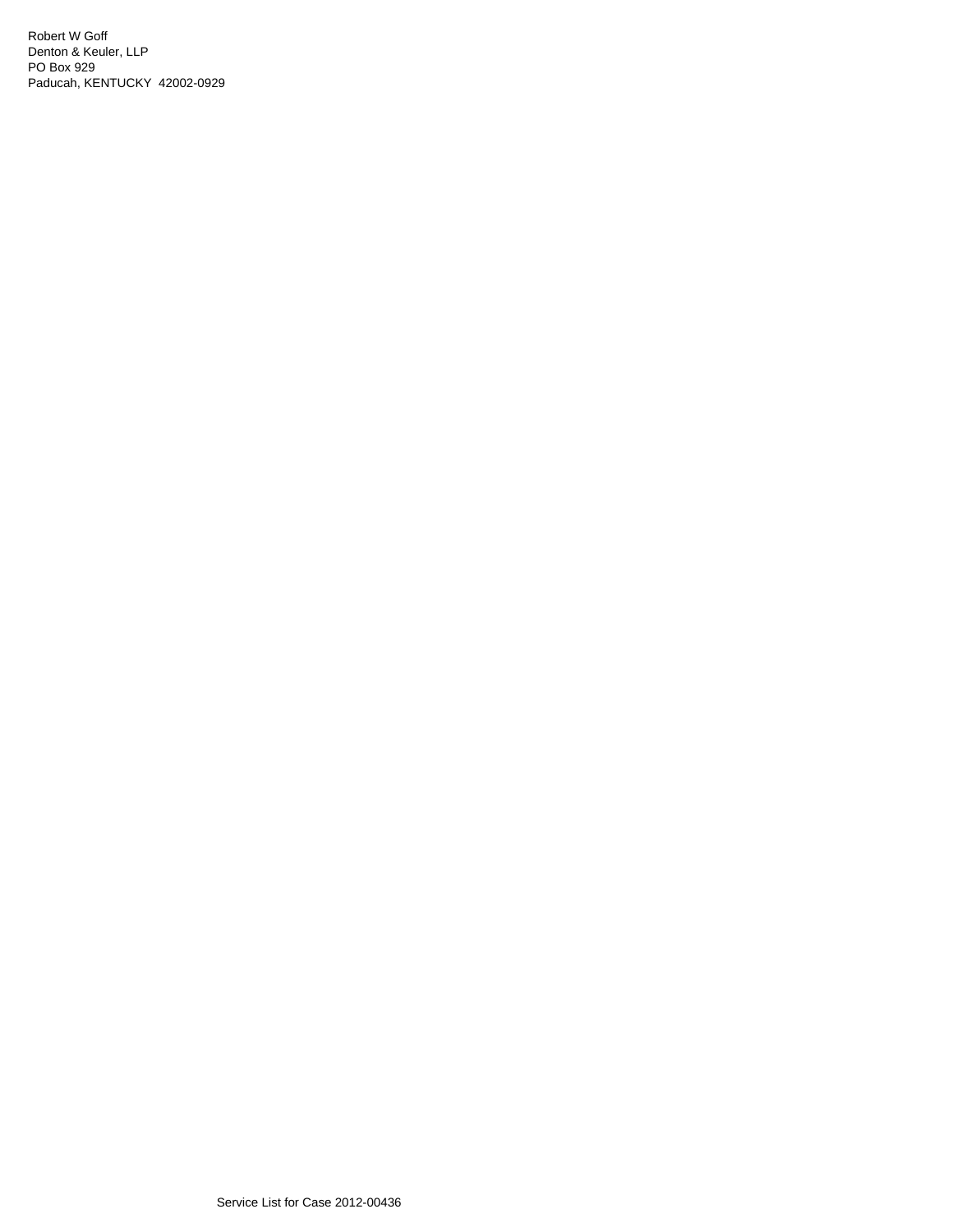Robert W Goff
Denton & Keuler, LLP
PO Box 929
Paducah, KENTUCKY  42002-0929